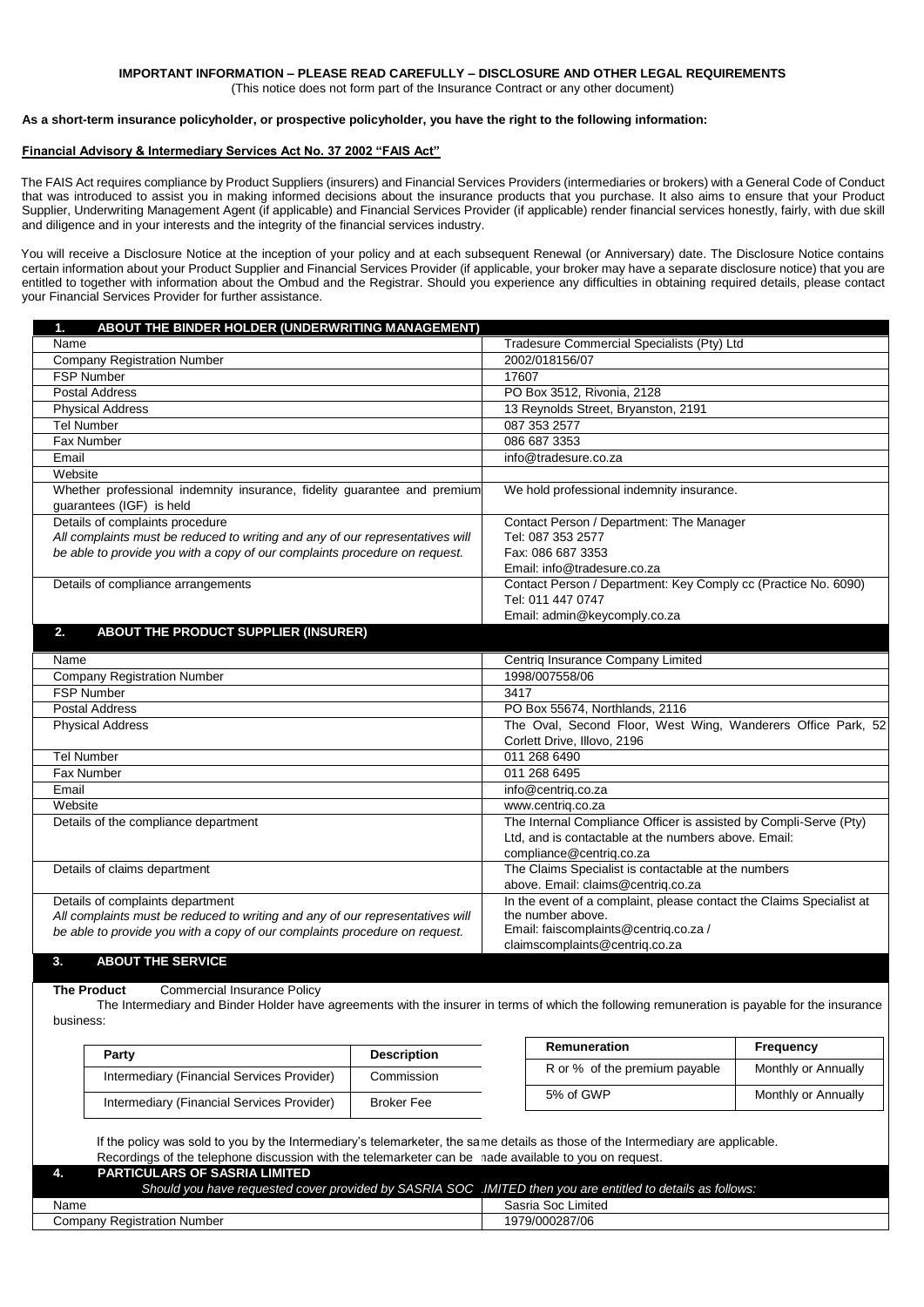# IMPORTANT INFORMATION – PLEASE READ CAREFULLY – DISCLOSURE AND OTHER LEGAL REQUIREMENTS

(This notice does not form part of the Insurance Contract or any other document)

**As a short-term insurance policyholder, or prospective policyholder, you have the right to the following information:**

**Financial Advisory & Intermediary Services Act No. 37 2002 "FAIS Act"**

The FAIS Act requires compliance by Product Suppliers (insurers) and Financial Services Providers (intermediaries or brokers) with a General Code of Conduct that was introduced to assist you in making informed decisions about the insurance products that you purchase. It also aims to ensure that your Product Supplier, Underwriting Management Agent (if applicable) and Financial Services Provider (if applicable) render financial services honestly, fairly, with due skill and diligence and in your interests and the integrity of the financial services industry.

You will receive a Disclosure Notice at the inception of your policy and at each subsequent Renewal (or Anniversary) date. The Disclosure Notice contains certain information about your Product Supplier and Financial Services Provider (if applicable, your broker may have a separate disclosure notice) that you are entitled to together with information about the Ombud and the Registrar. Should you experience any difficulties in obtaining required details, please contact your Financial Services Provider for further assistance.

## 1. ABOUT THE BINDER HOLDER (UNDERWRITING MANAGEMENT)

| | |
|---|---|
| Name | Tradesure Commercial Specialists (Pty) Ltd |
| Company Registration Number | 2002/018156/07 |
| FSP Number | 17607 |
| Postal Address | PO Box 3512, Rivonia, 2128 |
| Physical Address | 13 Reynolds Street, Bryanston, 2191 |
| Tel Number | 087 353 2577 |
| Fax Number | 086 687 3353 |
| Email | info@tradesure.co.za |
| Website | |
| Whether professional indemnity insurance, fidelity guarantee and premium guarantees (IGF) is held | We hold professional indemnity insurance. |
| Details of complaints procedure<br>*All complaints must be reduced to writing and any of our representatives will be able to provide you with a copy of our complaints procedure on request.* | Contact Person / Department: The Manager<br>Tel: 087 353 2577<br>Fax: 086 687 3353<br>Email: info@tradesure.co.za |
| Details of compliance arrangements | Contact Person / Department: Key Comply cc (Practice No. 6090)<br>Tel: 011 447 0747<br>Email: admin@keycomply.co.za |

## 2. ABOUT THE PRODUCT SUPPLIER (INSURER)

| | |
|---|---|
| Name | Centriq Insurance Company Limited |
| Company Registration Number | 1998/007558/06 |
| FSP Number | 3417 |
| Postal Address | PO Box 55674, Northlands, 2116 |
| Physical Address | The Oval, Second Floor, West Wing, Wanderers Office Park, 52 Corlett Drive, Illovo, 2196 |
| Tel Number | 011 268 6490 |
| Fax Number | 011 268 6495 |
| Email | info@centriq.co.za |
| Website | www.centriq.co.za |
| Details of the compliance department | The Internal Compliance Officer is assisted by Compli-Serve (Pty) Ltd, and is contactable at the numbers above. Email: compliance@centriq.co.za |
| Details of claims department | The Claims Specialist is contactable at the numbers above. Email: claims@centriq.co.za |
| Details of complaints department<br>*All complaints must be reduced to writing and any of our representatives will be able to provide you with a copy of our complaints procedure on request.* | In the event of a complaint, please contact the Claims Specialist at the number above.<br>Email: faiscomplaints@centriq.co.za / claimscomplaints@centriq.co.za |

## 3. ABOUT THE SERVICE

**The Product** Commercial Insurance Policy

The Intermediary and Binder Holder have agreements with the insurer in terms of which the following remuneration is payable for the insurance business:

| Party | Description | Remuneration | Frequency |
|---|---|---|---|
| Intermediary (Financial Services Provider) | Commission | R or % of the premium payable | Monthly or Annually |
| Intermediary (Financial Services Provider) | Broker Fee | 5% of GWP | Monthly or Annually |

If the policy was sold to you by the Intermediary's telemarketer, the same details as those of the Intermediary are applicable. Recordings of the telephone discussion with the telemarketer can be made available to you on request.

## 4. PARTICULARS OF SASRIA LIMITED

*Should you have requested cover provided by SASRIA SOC LIMITED then you are entitled to details as follows:*

| | |
|---|---|
| Name | Sasria Soc Limited |
| Company Registration Number | 1979/000287/06 |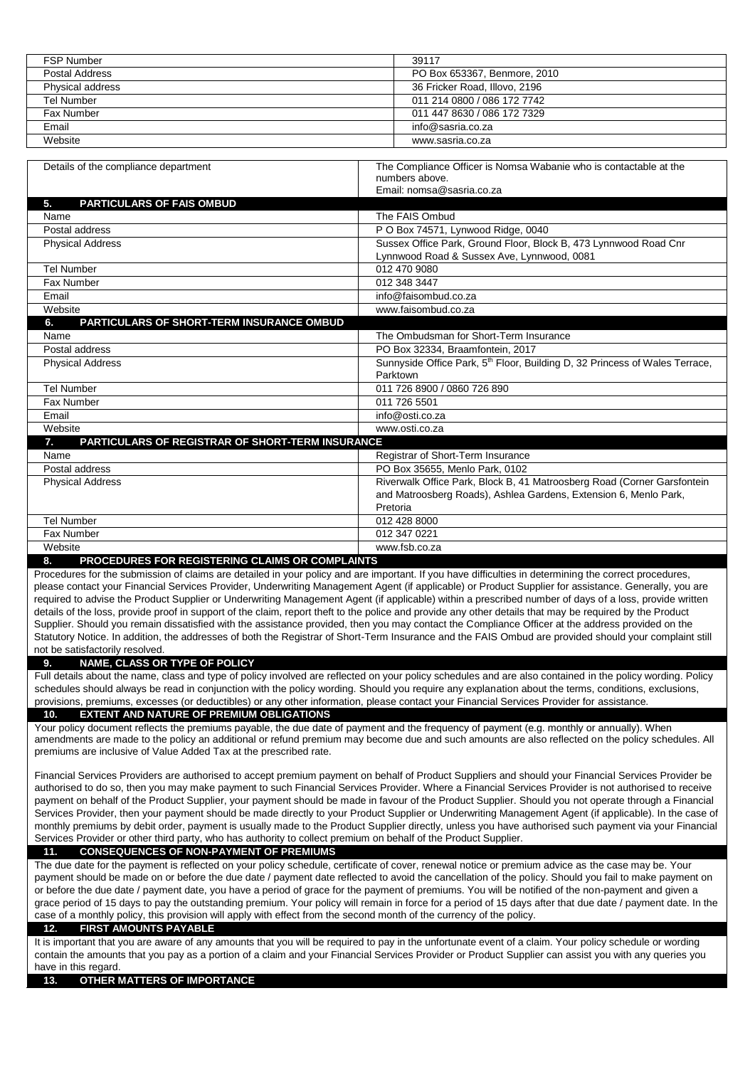| | |
|---|---|
| FSP Number | 39117 |
| Postal Address | PO Box 653367, Benmore, 2010 |
| Physical address | 36 Fricker Road, Illovo, 2196 |
| Tel Number | 011 214 0800 / 086 172 7742 |
| Fax Number | 011 447 8630 / 086 172 7329 |
| Email | info@sasria.co.za |
| Website | www.sasria.co.za |

| | |
|---|---|
| Details of the compliance department | The Compliance Officer is Nomsa Wabanie who is contactable at the numbers above. Email: nomsa@sasria.co.za |

## 5. PARTICULARS OF FAIS OMBUD

| | |
|---|---|
| Name | The FAIS Ombud |
| Postal address | P O Box 74571, Lynwood Ridge, 0040 |
| Physical Address | Sussex Office Park, Ground Floor, Block B, 473 Lynnwood Road Cnr Lynnwood Road & Sussex Ave, Lynnwood, 0081 |
| Tel Number | 012 470 9080 |
| Fax Number | 012 348 3447 |
| Email | info@faisombud.co.za |
| Website | www.faisombud.co.za |

## 6. PARTICULARS OF SHORT-TERM INSURANCE OMBUD

| | |
|---|---|
| Name | The Ombudsman for Short-Term Insurance |
| Postal address | PO Box 32334, Braamfontein, 2017 |
| Physical Address | Sunnyside Office Park, 5th Floor, Building D, 32 Princess of Wales Terrace, Parktown |
| Tel Number | 011 726 8900 / 0860 726 890 |
| Fax Number | 011 726 5501 |
| Email | info@osti.co.za |
| Website | www.osti.co.za |

## 7. PARTICULARS OF REGISTRAR OF SHORT-TERM INSURANCE

| | |
|---|---|
| Name | Registrar of Short-Term Insurance |
| Postal address | PO Box 35655, Menlo Park, 0102 |
| Physical Address | Riverwalk Office Park, Block B, 41 Matroosberg Road (Corner Garsfontein and Matroosberg Roads), Ashlea Gardens, Extension 6, Menlo Park, Pretoria |
| Tel Number | 012 428 8000 |
| Fax Number | 012 347 0221 |
| Website | www.fsb.co.za |

## 8. PROCEDURES FOR REGISTERING CLAIMS OR COMPLAINTS

Procedures for the submission of claims are detailed in your policy and are important. If you have difficulties in determining the correct procedures, please contact your Financial Services Provider, Underwriting Management Agent (if applicable) or Product Supplier for assistance. Generally, you are required to advise the Product Supplier or Underwriting Management Agent (if applicable) within a prescribed number of days of a loss, provide written details of the loss, provide proof in support of the claim, report theft to the police and provide any other details that may be required by the Product Supplier. Should you remain dissatisfied with the assistance provided, then you may contact the Compliance Officer at the address provided on the Statutory Notice. In addition, the addresses of both the Registrar of Short-Term Insurance and the FAIS Ombud are provided should your complaint still not be satisfactorily resolved.

## 9. NAME, CLASS OR TYPE OF POLICY

Full details about the name, class and type of policy involved are reflected on your policy schedules and are also contained in the policy wording. Policy schedules should always be read in conjunction with the policy wording. Should you require any explanation about the terms, conditions, exclusions, provisions, premiums, excesses (or deductibles) or any other information, please contact your Financial Services Provider for assistance.

## 10. EXTENT AND NATURE OF PREMIUM OBLIGATIONS

Your policy document reflects the premiums payable, the due date of payment and the frequency of payment (e.g. monthly or annually). When amendments are made to the policy an additional or refund premium may become due and such amounts are also reflected on the policy schedules. All premiums are inclusive of Value Added Tax at the prescribed rate.

Financial Services Providers are authorised to accept premium payment on behalf of Product Suppliers and should your Financial Services Provider be authorised to do so, then you may make payment to such Financial Services Provider. Where a Financial Services Provider is not authorised to receive payment on behalf of the Product Supplier, your payment should be made in favour of the Product Supplier. Should you not operate through a Financial Services Provider, then your payment should be made directly to your Product Supplier or Underwriting Management Agent (if applicable). In the case of monthly premiums by debit order, payment is usually made to the Product Supplier directly, unless you have authorised such payment via your Financial Services Provider or other third party, who has authority to collect premium on behalf of the Product Supplier.

## 11. CONSEQUENCES OF NON-PAYMENT OF PREMIUMS

The due date for the payment is reflected on your policy schedule, certificate of cover, renewal notice or premium advice as the case may be. Your payment should be made on or before the due date / payment date reflected to avoid the cancellation of the policy. Should you fail to make payment on or before the due date / payment date, you have a period of grace for the payment of premiums. You will be notified of the non-payment and given a grace period of 15 days to pay the outstanding premium. Your policy will remain in force for a period of 15 days after that due date / payment date. In the case of a monthly policy, this provision will apply with effect from the second month of the currency of the policy.

## 12. FIRST AMOUNTS PAYABLE

It is important that you are aware of any amounts that you will be required to pay in the unfortunate event of a claim. Your policy schedule or wording contain the amounts that you pay as a portion of a claim and your Financial Services Provider or Product Supplier can assist you with any queries you have in this regard.

## 13. OTHER MATTERS OF IMPORTANCE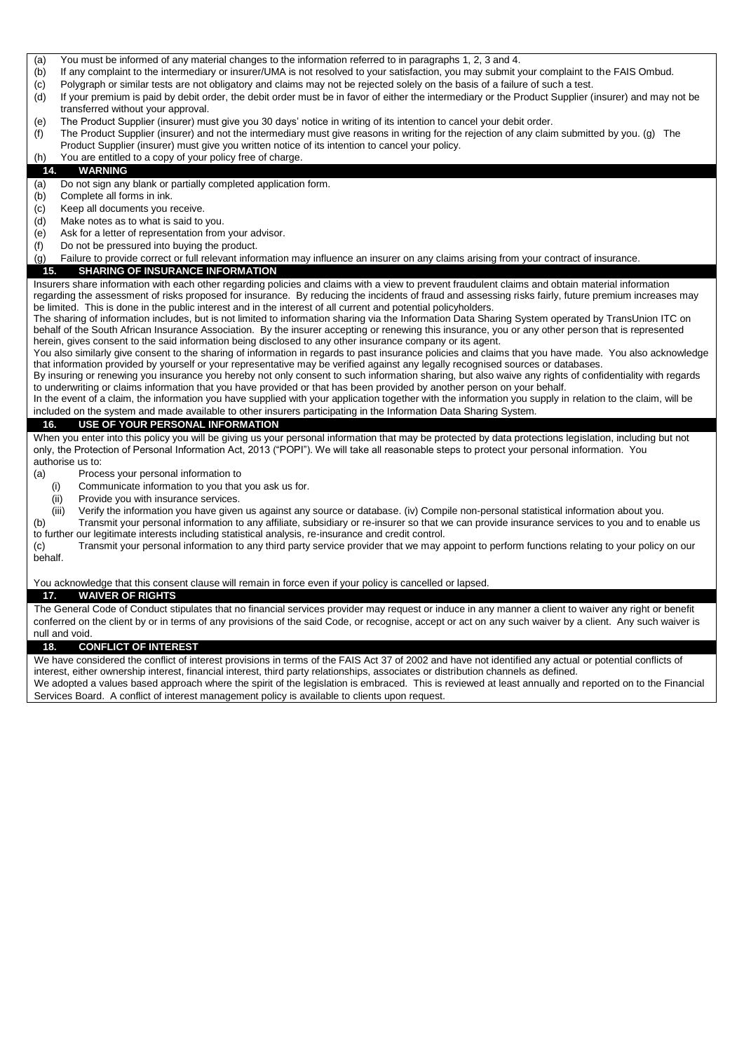(a) You must be informed of any material changes to the information referred to in paragraphs 1, 2, 3 and 4.
(b) If any complaint to the intermediary or insurer/UMA is not resolved to your satisfaction, you may submit your complaint to the FAIS Ombud.
(c) Polygraph or similar tests are not obligatory and claims may not be rejected solely on the basis of a failure of such a test.
(d) If your premium is paid by debit order, the debit order must be in favor of either the intermediary or the Product Supplier (insurer) and may not be transferred without your approval.
(e) The Product Supplier (insurer) must give you 30 days' notice in writing of its intention to cancel your debit order.
(f) The Product Supplier (insurer) and not the intermediary must give reasons in writing for the rejection of any claim submitted by you. (g) The Product Supplier (insurer) must give you written notice of its intention to cancel your policy.
(h) You are entitled to a copy of your policy free of charge.

## 14. WARNING

(a) Do not sign any blank or partially completed application form.
(b) Complete all forms in ink.
(c) Keep all documents you receive.
(d) Make notes as to what is said to you.
(e) Ask for a letter of representation from your advisor.
(f) Do not be pressured into buying the product.
(g) Failure to provide correct or full relevant information may influence an insurer on any claims arising from your contract of insurance.

## 15. SHARING OF INSURANCE INFORMATION

Insurers share information with each other regarding policies and claims with a view to prevent fraudulent claims and obtain material information regarding the assessment of risks proposed for insurance. By reducing the incidents of fraud and assessing risks fairly, future premium increases may be limited. This is done in the public interest and in the interest of all current and potential policyholders.

The sharing of information includes, but is not limited to information sharing via the Information Data Sharing System operated by TransUnion ITC on behalf of the South African Insurance Association. By the insurer accepting or renewing this insurance, you or any other person that is represented herein, gives consent to the said information being disclosed to any other insurance company or its agent.

You also similarly give consent to the sharing of information in regards to past insurance policies and claims that you have made. You also acknowledge that information provided by yourself or your representative may be verified against any legally recognised sources or databases.

By insuring or renewing you insurance you hereby not only consent to such information sharing, but also waive any rights of confidentiality with regards to underwriting or claims information that you have provided or that has been provided by another person on your behalf.

In the event of a claim, the information you have supplied with your application together with the information you supply in relation to the claim, will be included on the system and made available to other insurers participating in the Information Data Sharing System.

## 16. USE OF YOUR PERSONAL INFORMATION

When you enter into this policy you will be giving us your personal information that may be protected by data protections legislation, including but not only, the Protection of Personal Information Act, 2013 ("POPI"). We will take all reasonable steps to protect your personal information. You authorise us to:

(a) Process your personal information to
  (i) Communicate information to you that you ask us for.
  (ii) Provide you with insurance services.
  (iii) Verify the information you have given us against any source or database. (iv) Compile non-personal statistical information about you.
(b) Transmit your personal information to any affiliate, subsidiary or re-insurer so that we can provide insurance services to you and to enable us to further our legitimate interests including statistical analysis, re-insurance and credit control.
(c) Transmit your personal information to any third party service provider that we may appoint to perform functions relating to your policy on our behalf.

You acknowledge that this consent clause will remain in force even if your policy is cancelled or lapsed.

## 17. WAIVER OF RIGHTS

The General Code of Conduct stipulates that no financial services provider may request or induce in any manner a client to waiver any right or benefit conferred on the client by or in terms of any provisions of the said Code, or recognise, accept or act on any such waiver by a client. Any such waiver is null and void.

## 18. CONFLICT OF INTEREST

We have considered the conflict of interest provisions in terms of the FAIS Act 37 of 2002 and have not identified any actual or potential conflicts of interest, either ownership interest, financial interest, third party relationships, associates or distribution channels as defined.

We adopted a values based approach where the spirit of the legislation is embraced. This is reviewed at least annually and reported on to the Financial Services Board. A conflict of interest management policy is available to clients upon request.